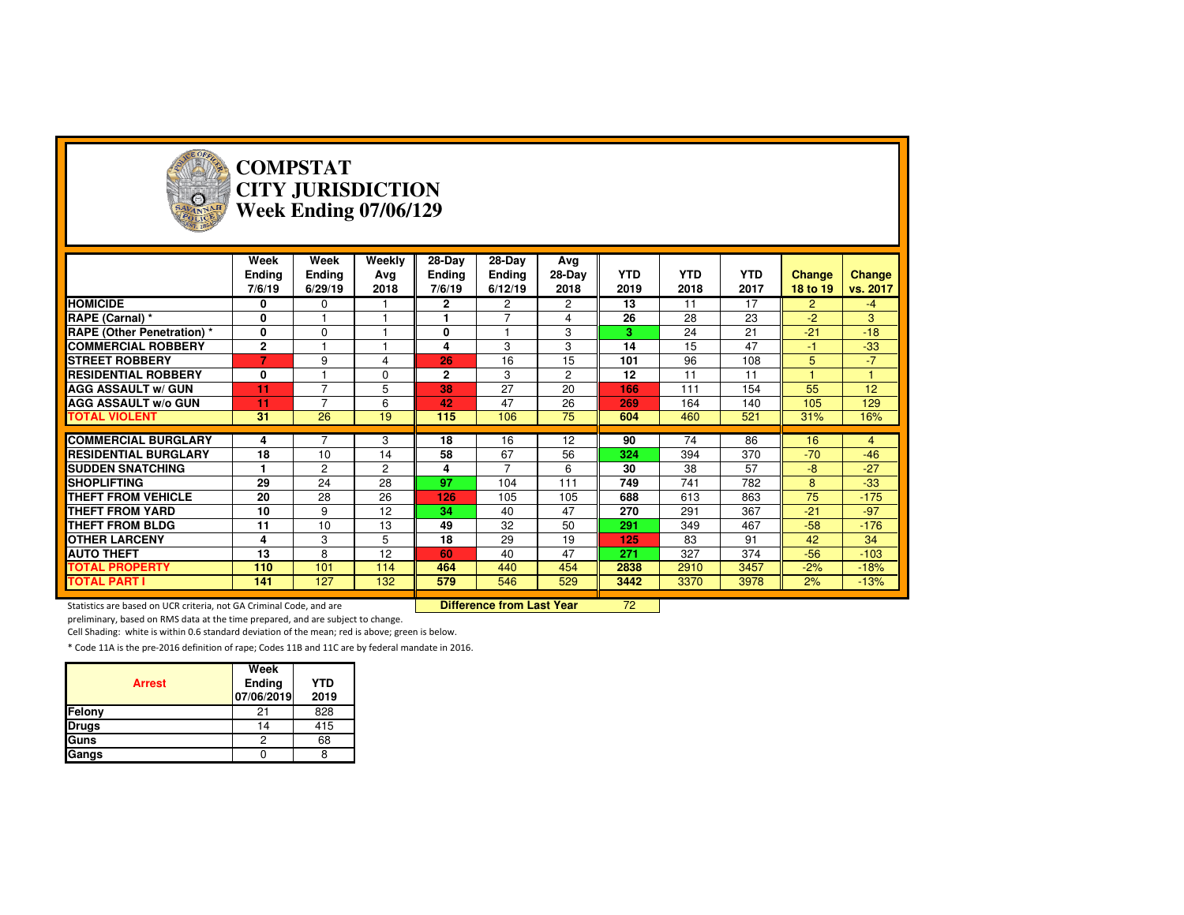# COMPSTAT
# CITY JURISDICTION
# Week Ending 07/06/129

| | Week Ending 7/6/19 | Week Ending 6/29/19 | Weekly Avg 2018 | 28-Day Ending 7/6/19 | 28-Day Ending 6/12/19 | Avg 28-Day 2018 | YTD 2019 | YTD 2018 | YTD 2017 | Change 18 to 19 | Change vs. 2017 |
|---|---|---|---|---|---|---|---|---|---|---|---|
| **HOMICIDE** | 0 | 0 | 1 | 2 | 2 | 2 | 13 | 11 | 17 | 2 | -4 |
| **RAPE (Carnal) *** | 0 | 1 | 1 | 1 | 7 | 4 | 26 | 28 | 23 | -2 | 3 |
| **RAPE (Other Penetration) *** | 0 | 0 | 1 | 0 | 1 | 3 | 3 | 24 | 21 | -21 | -18 |
| **COMMERCIAL ROBBERY** | 2 | 1 | 1 | 4 | 3 | 3 | 14 | 15 | 47 | -1 | -33 |
| **STREET ROBBERY** | 7 | 9 | 4 | 26 | 16 | 15 | 101 | 96 | 108 | 5 | -7 |
| **RESIDENTIAL ROBBERY** | 0 | 1 | 0 | 2 | 3 | 2 | 12 | 11 | 11 | 1 | 1 |
| **AGG ASSAULT w/ GUN** | 11 | 7 | 5 | 38 | 27 | 20 | 166 | 111 | 154 | 55 | 12 |
| **AGG ASSAULT w/o GUN** | 11 | 7 | 6 | 42 | 47 | 26 | 269 | 164 | 140 | 105 | 129 |
| **TOTAL VIOLENT** | 31 | 26 | 19 | 115 | 106 | 75 | 604 | 460 | 521 | 31% | 16% |
| **COMMERCIAL BURGLARY** | 4 | 7 | 3 | 18 | 16 | 12 | 90 | 74 | 86 | 16 | 4 |
| **RESIDENTIAL BURGLARY** | 18 | 10 | 14 | 58 | 67 | 56 | 324 | 394 | 370 | -70 | -46 |
| **SUDDEN SNATCHING** | 1 | 2 | 2 | 4 | 7 | 6 | 30 | 38 | 57 | -8 | -27 |
| **SHOPLIFTING** | 29 | 24 | 28 | 97 | 104 | 111 | 749 | 741 | 782 | 8 | -33 |
| **THEFT FROM VEHICLE** | 20 | 28 | 26 | 126 | 105 | 105 | 688 | 613 | 863 | 75 | -175 |
| **THEFT FROM YARD** | 10 | 9 | 12 | 34 | 40 | 47 | 270 | 291 | 367 | -21 | -97 |
| **THEFT FROM BLDG** | 11 | 10 | 13 | 49 | 32 | 50 | 291 | 349 | 467 | -58 | -176 |
| **OTHER LARCENY** | 4 | 3 | 5 | 18 | 29 | 19 | 125 | 83 | 91 | 42 | 34 |
| **AUTO THEFT** | 13 | 8 | 12 | 60 | 40 | 47 | 271 | 327 | 374 | -56 | -103 |
| **TOTAL PROPERTY** | 110 | 101 | 114 | 464 | 440 | 454 | 2838 | 2910 | 3457 | -2% | -18% |
| **TOTAL PART I** | 141 | 127 | 132 | 579 | 546 | 529 | 3442 | 3370 | 3978 | 2% | -13% |

**Difference from Last Year**: 72

Statistics are based on UCR criteria, not GA Criminal Code, and are preliminary, based on RMS data at the time prepared, and are subject to change.

Cell Shading: white is within 0.6 standard deviation of the mean; red is above; green is below.

* Code 11A is the pre-2016 definition of rape; Codes 11B and 11C are by federal mandate in 2016.

| Arrest | Week Ending 07/06/2019 | YTD 2019 |
|---|---|---|
| Felony | 21 | 828 |
| Drugs | 14 | 415 |
| Guns | 2 | 68 |
| Gangs | 0 | 8 |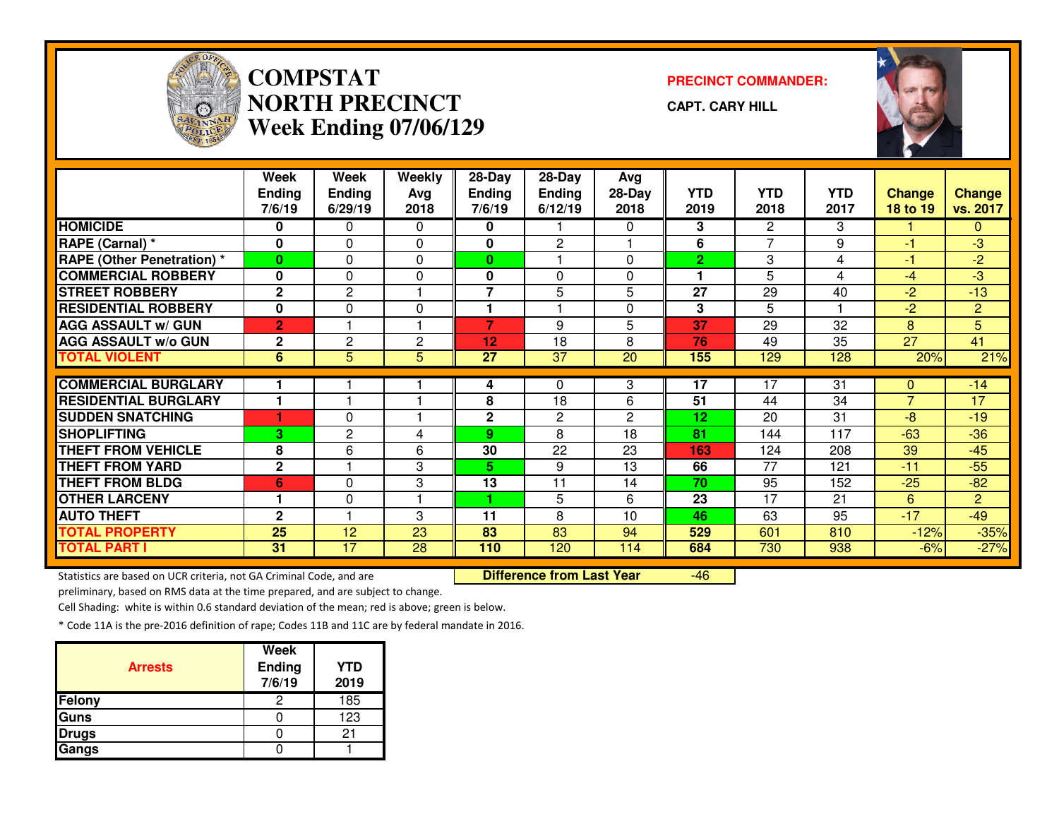# COMPSTAT NORTH PRECINCT Week Ending 07/06/129

**PRECINCT COMMANDER:**

**CAPT. CARY HILL**

| | Week Ending 7/6/19 | Week Ending 6/29/19 | Weekly Avg 2018 | 28-Day Ending 7/6/19 | 28-Day Ending 6/12/19 | Avg 28-Day 2018 | YTD 2019 | YTD 2018 | YTD 2017 | Change 18 to 19 | Change vs. 2017 |
|---|---|---|---|---|---|---|---|---|---|---|---|
| HOMICIDE | 0 | 0 | 0 | 0 | 1 | 0 | 3 | 2 | 3 | 1 | 0 |
| RAPE (Carnal) * | 0 | 0 | 0 | 0 | 2 | 1 | 6 | 7 | 9 | -1 | -3 |
| RAPE (Other Penetration) * | 0 | 0 | 0 | 0 | 1 | 0 | 2 | 3 | 4 | -1 | -2 |
| COMMERCIAL ROBBERY | 0 | 0 | 0 | 0 | 0 | 0 | 1 | 5 | 4 | -4 | -3 |
| STREET ROBBERY | 2 | 2 | 1 | 7 | 5 | 5 | 27 | 29 | 40 | -2 | -13 |
| RESIDENTIAL ROBBERY | 0 | 0 | 0 | 1 | 1 | 0 | 3 | 5 | 1 | -2 | 2 |
| AGG ASSAULT w/ GUN | 2 | 1 | 1 | 7 | 9 | 5 | 37 | 29 | 32 | 8 | 5 |
| AGG ASSAULT w/o GUN | 2 | 2 | 2 | 12 | 18 | 8 | 76 | 49 | 35 | 27 | 41 |
| TOTAL VIOLENT | 6 | 5 | 5 | 27 | 37 | 20 | 155 | 129 | 128 | 20% | 21% |
| COMMERCIAL BURGLARY | 1 | 1 | 1 | 4 | 0 | 3 | 17 | 17 | 31 | 0 | -14 |
| RESIDENTIAL BURGLARY | 1 | 1 | 1 | 8 | 18 | 6 | 51 | 44 | 34 | 7 | 17 |
| SUDDEN SNATCHING | 1 | 0 | 1 | 2 | 2 | 2 | 12 | 20 | 31 | -8 | -19 |
| SHOPLIFTING | 3 | 2 | 4 | 9 | 8 | 18 | 81 | 144 | 117 | -63 | -36 |
| THEFT FROM VEHICLE | 8 | 6 | 6 | 30 | 22 | 23 | 163 | 124 | 208 | 39 | -45 |
| THEFT FROM YARD | 2 | 1 | 3 | 5 | 9 | 13 | 66 | 77 | 121 | -11 | -55 |
| THEFT FROM BLDG | 6 | 0 | 3 | 13 | 11 | 14 | 70 | 95 | 152 | -25 | -82 |
| OTHER LARCENY | 1 | 0 | 1 | 1 | 5 | 6 | 23 | 17 | 21 | 6 | 2 |
| AUTO THEFT | 2 | 1 | 3 | 11 | 8 | 10 | 46 | 63 | 95 | -17 | -49 |
| TOTAL PROPERTY | 25 | 12 | 23 | 83 | 83 | 94 | 529 | 601 | 810 | -12% | -35% |
| TOTAL PART I | 31 | 17 | 28 | 110 | 120 | 114 | 684 | 730 | 938 | -6% | -27% |

**Difference from Last Year** -46

Statistics are based on UCR criteria, not GA Criminal Code, and are preliminary, based on RMS data at the time prepared, and are subject to change.

Cell Shading: white is within 0.6 standard deviation of the mean; red is above; green is below.

* Code 11A is the pre-2016 definition of rape; Codes 11B and 11C are by federal mandate in 2016.

| Arrests | Week Ending 7/6/19 | YTD 2019 |
|---|---|---|
| Felony | 2 | 185 |
| Guns | 0 | 123 |
| Drugs | 0 | 21 |
| Gangs | 0 | 1 |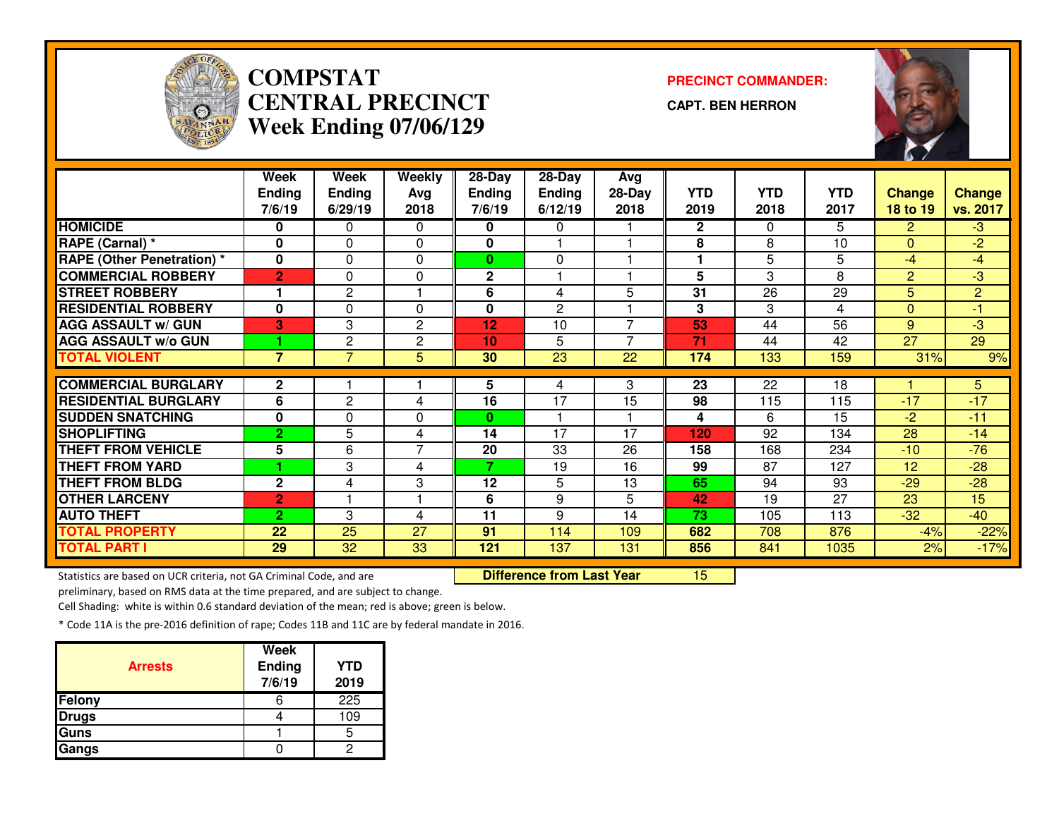# COMPSTAT
# CENTRAL PRECINCT
## Week Ending 07/06/129

**PRECINCT COMMANDER:**

**CAPT. BEN HERRON**

| | Week Ending 7/6/19 | Week Ending 6/29/19 | Weekly Avg 2018 | 28-Day Ending 7/6/19 | 28-Day Ending 6/12/19 | Avg 28-Day 2018 | YTD 2019 | YTD 2018 | YTD 2017 | Change 18 to 19 | Change vs. 2017 |
|---|---|---|---|---|---|---|---|---|---|---|---|
| HOMICIDE | 0 | 0 | 0 | 0 | 0 | 1 | 2 | 0 | 5 | 2 | -3 |
| RAPE (Carnal) * | 0 | 0 | 0 | 0 | 1 | 1 | 8 | 8 | 10 | 0 | -2 |
| RAPE (Other Penetration) * | 0 | 0 | 0 | 0 | 0 | 1 | 1 | 5 | 5 | -4 | -4 |
| COMMERCIAL ROBBERY | 2 | 0 | 0 | 2 | 1 | 1 | 5 | 3 | 8 | 2 | -3 |
| STREET ROBBERY | 1 | 2 | 1 | 6 | 4 | 5 | 31 | 26 | 29 | 5 | 2 |
| RESIDENTIAL ROBBERY | 0 | 0 | 0 | 0 | 2 | 1 | 3 | 3 | 4 | 0 | -1 |
| AGG ASSAULT w/ GUN | 3 | 3 | 2 | 12 | 10 | 7 | 53 | 44 | 56 | 9 | -3 |
| AGG ASSAULT w/o GUN | 1 | 2 | 2 | 10 | 5 | 7 | 71 | 44 | 42 | 27 | 29 |
| TOTAL VIOLENT | 7 | 7 | 5 | 30 | 23 | 22 | 174 | 133 | 159 | 31% | 9% |
| COMMERCIAL BURGLARY | 2 | 1 | 1 | 5 | 4 | 3 | 23 | 22 | 18 | 1 | 5 |
| RESIDENTIAL BURGLARY | 6 | 2 | 4 | 16 | 17 | 15 | 98 | 115 | 115 | -17 | -17 |
| SUDDEN SNATCHING | 0 | 0 | 0 | 0 | 1 | 1 | 4 | 6 | 15 | -2 | -11 |
| SHOPLIFTING | 2 | 5 | 4 | 14 | 17 | 17 | 120 | 92 | 134 | 28 | -14 |
| THEFT FROM VEHICLE | 5 | 6 | 7 | 20 | 33 | 26 | 158 | 168 | 234 | -10 | -76 |
| THEFT FROM YARD | 1 | 3 | 4 | 7 | 19 | 16 | 99 | 87 | 127 | 12 | -28 |
| THEFT FROM BLDG | 2 | 4 | 3 | 12 | 5 | 13 | 65 | 94 | 93 | -29 | -28 |
| OTHER LARCENY | 2 | 1 | 1 | 6 | 9 | 5 | 42 | 19 | 27 | 23 | 15 |
| AUTO THEFT | 2 | 3 | 4 | 11 | 9 | 14 | 73 | 105 | 113 | -32 | -40 |
| TOTAL PROPERTY | 22 | 25 | 27 | 91 | 114 | 109 | 682 | 708 | 876 | -4% | -22% |
| TOTAL PART I | 29 | 32 | 33 | 121 | 137 | 131 | 856 | 841 | 1035 | 2% | -17% |

**Difference from Last Year** 15

Statistics are based on UCR criteria, not GA Criminal Code, and are preliminary, based on RMS data at the time prepared, and are subject to change.

Cell Shading: white is within 0.6 standard deviation of the mean; red is above; green is below.

* Code 11A is the pre-2016 definition of rape; Codes 11B and 11C are by federal mandate in 2016.

| Arrests | Week Ending 7/6/19 | YTD 2019 |
|---|---|---|
| Felony | 6 | 225 |
| Drugs | 4 | 109 |
| Guns | 1 | 5 |
| Gangs | 0 | 2 |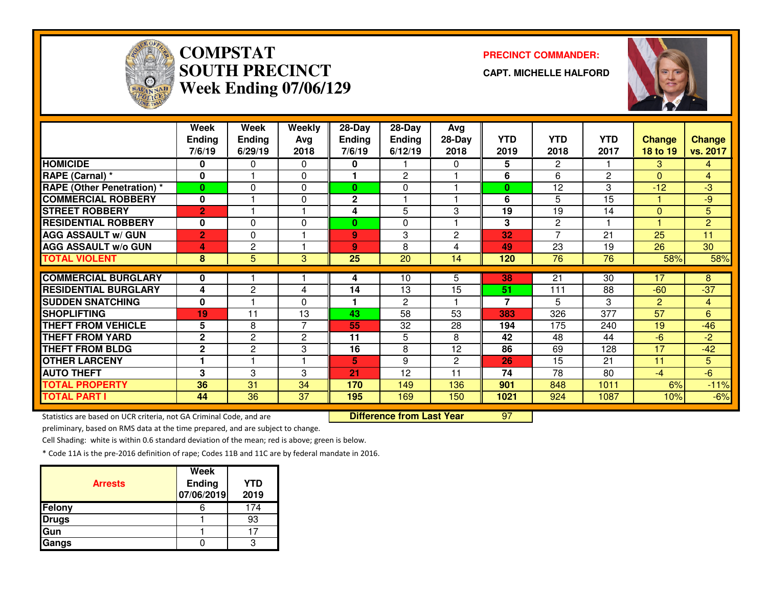# COMPSTAT SOUTH PRECINCT Week Ending 07/06/129

**PRECINCT COMMANDER:**

**CAPT. MICHELLE HALFORD**

| | Week Ending 7/6/19 | Week Ending 6/29/19 | Weekly Avg 2018 | 28-Day Ending 7/6/19 | 28-Day Ending 6/12/19 | Avg 28-Day 2018 | YTD 2019 | YTD 2018 | YTD 2017 | Change 18 to 19 | Change vs. 2017 |
|---|---|---|---|---|---|---|---|---|---|---|---|
| HOMICIDE | 0 | 0 | 0 | 0 | 1 | 0 | 5 | 2 | 1 | 3 | 4 |
| RAPE (Carnal) * | 0 | 1 | 0 | 1 | 2 | 1 | 6 | 6 | 2 | 0 | 4 |
| RAPE (Other Penetration) * | 0 | 0 | 0 | 0 | 0 | 1 | 0 | 12 | 3 | -12 | -3 |
| COMMERCIAL ROBBERY | 0 | 1 | 0 | 2 | 1 | 1 | 6 | 5 | 15 | 1 | -9 |
| STREET ROBBERY | 2 | 1 | 1 | 4 | 5 | 3 | 19 | 19 | 14 | 0 | 5 |
| RESIDENTIAL ROBBERY | 0 | 0 | 0 | 0 | 0 | 1 | 3 | 2 | 1 | 1 | 2 |
| AGG ASSAULT w/ GUN | 2 | 0 | 1 | 9 | 3 | 2 | 32 | 7 | 21 | 25 | 11 |
| AGG ASSAULT w/o GUN | 4 | 2 | 1 | 9 | 8 | 4 | 49 | 23 | 19 | 26 | 30 |
| TOTAL VIOLENT | 8 | 5 | 3 | 25 | 20 | 14 | 120 | 76 | 76 | 58% | 58% |
| COMMERCIAL BURGLARY | 0 | 1 | 1 | 4 | 10 | 5 | 38 | 21 | 30 | 17 | 8 |
| RESIDENTIAL BURGLARY | 4 | 2 | 4 | 14 | 13 | 15 | 51 | 111 | 88 | -60 | -37 |
| SUDDEN SNATCHING | 0 | 1 | 0 | 1 | 2 | 1 | 7 | 5 | 3 | 2 | 4 |
| SHOPLIFTING | 19 | 11 | 13 | 43 | 58 | 53 | 383 | 326 | 377 | 57 | 6 |
| THEFT FROM VEHICLE | 5 | 8 | 7 | 55 | 32 | 28 | 194 | 175 | 240 | 19 | -46 |
| THEFT FROM YARD | 2 | 2 | 2 | 11 | 5 | 8 | 42 | 48 | 44 | -6 | -2 |
| THEFT FROM BLDG | 2 | 2 | 3 | 16 | 8 | 12 | 86 | 69 | 128 | 17 | -42 |
| OTHER LARCENY | 1 | 1 | 1 | 5 | 9 | 2 | 26 | 15 | 21 | 11 | 5 |
| AUTO THEFT | 3 | 3 | 3 | 21 | 12 | 11 | 74 | 78 | 80 | -4 | -6 |
| TOTAL PROPERTY | 36 | 31 | 34 | 170 | 149 | 136 | 901 | 848 | 1011 | 6% | -11% |
| TOTAL PART I | 44 | 36 | 37 | 195 | 169 | 150 | 1021 | 924 | 1087 | 10% | -6% |

**Difference from Last Year** 97

Statistics are based on UCR criteria, not GA Criminal Code, and are preliminary, based on RMS data at the time prepared, and are subject to change.

Cell Shading: white is within 0.6 standard deviation of the mean; red is above; green is below.

* Code 11A is the pre-2016 definition of rape; Codes 11B and 11C are by federal mandate in 2016.

| Arrests | Week Ending 07/06/2019 | YTD 2019 |
|---|---|---|
| Felony | 6 | 174 |
| Drugs | 1 | 93 |
| Gun | 1 | 17 |
| Gangs | 0 | 3 |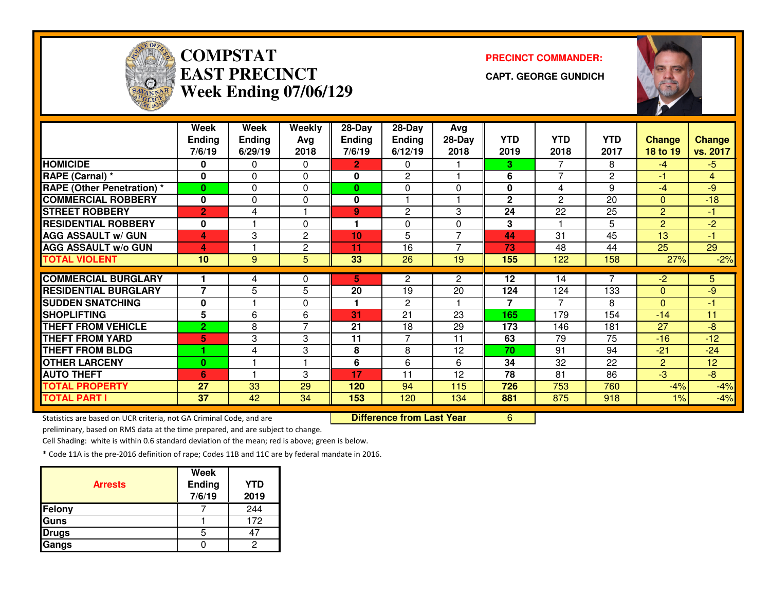# COMPSTAT
# EAST PRECINCT
# Week Ending 07/06/129

**PRECINCT COMMANDER:**

**CAPT. GEORGE GUNDICH**

| | Week Ending 7/6/19 | Week Ending 6/29/19 | Weekly Avg 2018 | 28-Day Ending 7/6/19 | 28-Day Ending 6/12/19 | Avg 28-Day 2018 | YTD 2019 | YTD 2018 | YTD 2017 | Change 18 to 19 | Change vs. 2017 |
|---|---|---|---|---|---|---|---|---|---|---|---|
| HOMICIDE | 0 | 0 | 0 | 2 | 0 | 1 | 3 | 7 | 8 | -4 | -5 |
| RAPE (Carnal) * | 0 | 0 | 0 | 0 | 2 | 1 | 6 | 7 | 2 | -1 | 4 |
| RAPE (Other Penetration) * | 0 | 0 | 0 | 0 | 0 | 0 | 0 | 4 | 9 | -4 | -9 |
| COMMERCIAL ROBBERY | 0 | 0 | 0 | 0 | 1 | 1 | 2 | 2 | 20 | 0 | -18 |
| STREET ROBBERY | 2 | 4 | 1 | 9 | 2 | 3 | 24 | 22 | 25 | 2 | -1 |
| RESIDENTIAL ROBBERY | 0 | 1 | 0 | 1 | 0 | 0 | 3 | 1 | 5 | 2 | -2 |
| AGG ASSAULT w/ GUN | 4 | 3 | 2 | 10 | 5 | 7 | 44 | 31 | 45 | 13 | -1 |
| AGG ASSAULT w/o GUN | 4 | 1 | 2 | 11 | 16 | 7 | 73 | 48 | 44 | 25 | 29 |
| TOTAL VIOLENT | 10 | 9 | 5 | 33 | 26 | 19 | 155 | 122 | 158 | 27% | -2% |
| COMMERCIAL BURGLARY | 1 | 4 | 0 | 5 | 2 | 2 | 12 | 14 | 7 | -2 | 5 |
| RESIDENTIAL BURGLARY | 7 | 5 | 5 | 20 | 19 | 20 | 124 | 124 | 133 | 0 | -9 |
| SUDDEN SNATCHING | 0 | 1 | 0 | 1 | 2 | 1 | 7 | 7 | 8 | 0 | -1 |
| SHOPLIFTING | 5 | 6 | 6 | 31 | 21 | 23 | 165 | 179 | 154 | -14 | 11 |
| THEFT FROM VEHICLE | 2 | 8 | 7 | 21 | 18 | 29 | 173 | 146 | 181 | 27 | -8 |
| THEFT FROM YARD | 5 | 3 | 3 | 11 | 7 | 11 | 63 | 79 | 75 | -16 | -12 |
| THEFT FROM BLDG | 1 | 4 | 3 | 8 | 8 | 12 | 70 | 91 | 94 | -21 | -24 |
| OTHER LARCENY | 0 | 1 | 1 | 6 | 6 | 6 | 34 | 32 | 22 | 2 | 12 |
| AUTO THEFT | 6 | 1 | 3 | 17 | 11 | 12 | 78 | 81 | 86 | -3 | -8 |
| TOTAL PROPERTY | 27 | 33 | 29 | 120 | 94 | 115 | 726 | 753 | 760 | -4% | -4% |
| TOTAL PART I | 37 | 42 | 34 | 153 | 120 | 134 | 881 | 875 | 918 | 1% | -4% |

**Difference from Last Year** 6

Statistics are based on UCR criteria, not GA Criminal Code, and are preliminary, based on RMS data at the time prepared, and are subject to change.

Cell Shading: white is within 0.6 standard deviation of the mean; red is above; green is below.

* Code 11A is the pre-2016 definition of rape; Codes 11B and 11C are by federal mandate in 2016.

| Arrests | Week Ending 7/6/19 | YTD 2019 |
|---|---|---|
| Felony | 7 | 244 |
| Guns | 1 | 172 |
| Drugs | 5 | 47 |
| Gangs | 0 | 2 |